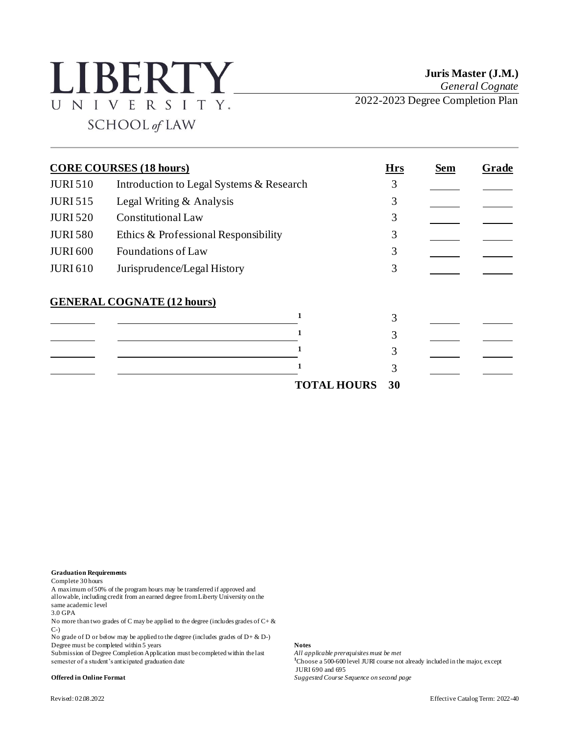# LIBERTY UNIVERSITY SCHOOL of LAW

**Juris Master (J.M.)**
*General Cognate*
2022-2023 Degree Completion Plan

| **CORE COURSES (18 hours)** | | **Hrs** | **Sem** | **Grade** |
|---|---|---|---|---|
| JURI 510 | Introduction to Legal Systems & Research | 3 | | |
| JURI 515 | Legal Writing & Analysis | 3 | | |
| JURI 520 | Constitutional Law | 3 | | |
| JURI 580 | Ethics & Professional Responsibility | 3 | | |
| JURI 600 | Foundations of Law | 3 | | |
| JURI 610 | Jurisprudence/Legal History | 3 | | |
| **GENERAL COGNATE (12 hours)** | | | | |
| | [1] | 3 | | |
| | [1] | 3 | | |
| | [1] | 3 | | |
| | [1] | 3 | | |
| | **TOTAL HOURS** | **30** | | |

**Graduation Requirements**
Complete 30 hours
A maximum of 50% of the program hours may be transferred if approved and allowable, including credit from an earned degree from Liberty University on the same academic level
3.0 GPA
No more than two grades of C may be applied to the degree (includes grades of C+ & C-)
No grade of D or below may be applied to the degree (includes grades of D+ & D-)
Degree must be completed within 5 years
Submission of Degree Completion Application must be completed within the last semester of a student's anticipated graduation date

**Offered in Online Format**

**Notes**
*All applicable prerequisites must be met*
[1]Choose a 500-600 level JURI course not already included in the major, except JURI 690 and 695
*Suggested Course Sequence on second page*

Revised: 02.08.2022

Effective Catalog Term: 2022-40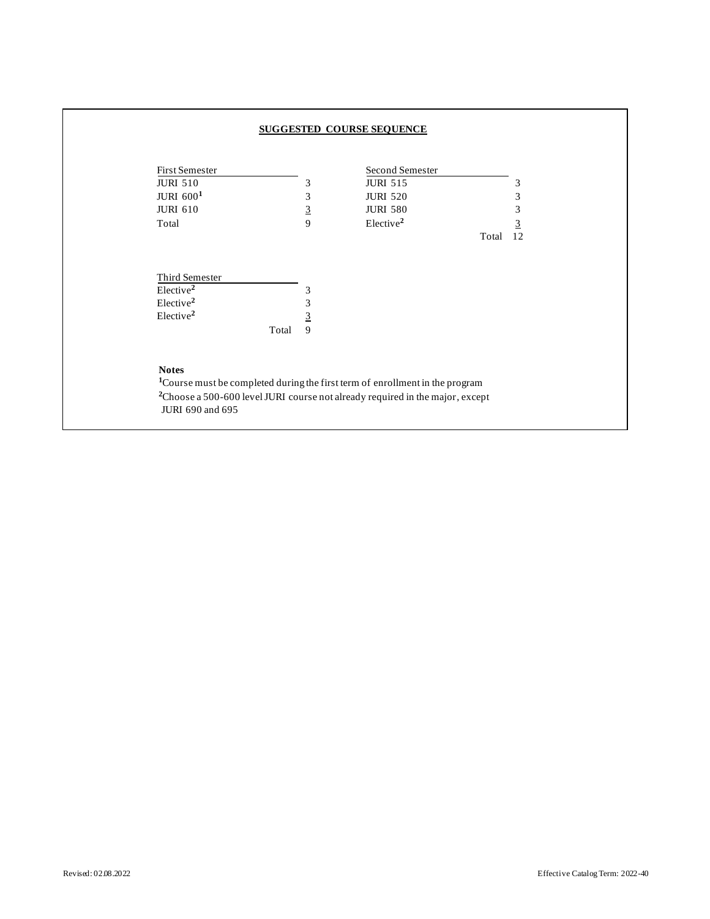## SUGGESTED COURSE SEQUENCE

| First Semester | | Second Semester | |
|---|---|---|---|
| JURI 510 | 3 | JURI 515 | 3 |
| JURI 600[1] | 3 | JURI 520 | 3 |
| JURI 610 | 3 | JURI 580 | 3 |
| Total | 9 | Elective[2] | 3 |
| | | Total | 12 |

| Third Semester | |
|---|---|
| Elective[2] | 3 |
| Elective[2] | 3 |
| Elective[2] | 3 |
| Total | 9 |

**Notes**

[1]Course must be completed during the first term of enrollment in the program

[2]Choose a 500-600 level JURI course not already required in the major, except JURI 690 and 695